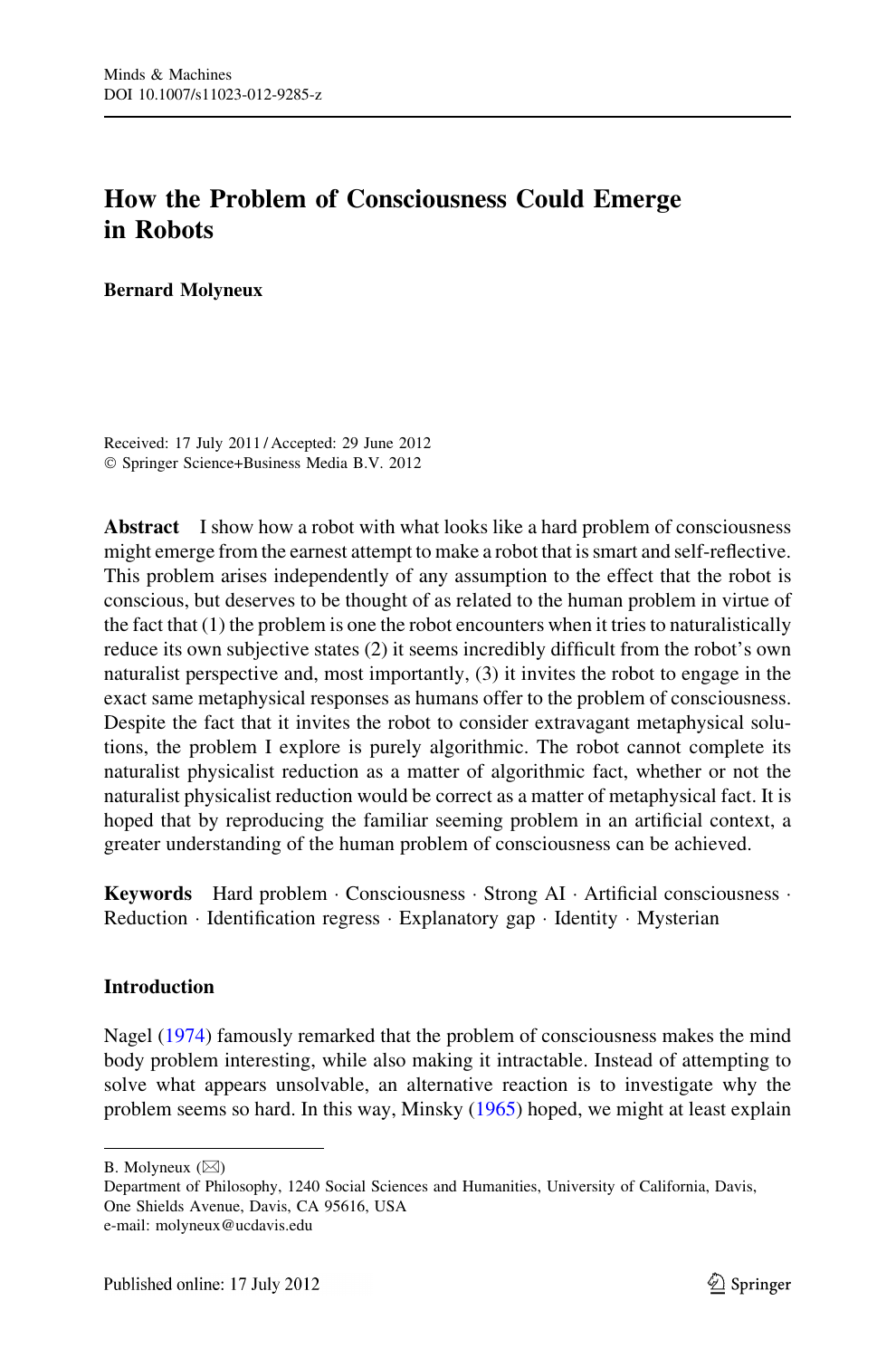# How the Problem of Consciousness Could Emerge in Robots

**Bernard Molyneux**

Received: 17 July 2011 / Accepted: 29 June 2012
© Springer Science+Business Media B.V. 2012

**Abstract** I show how a robot with what looks like a hard problem of consciousness might emerge from the earnest attempt to make a robot that is smart and self-reflective. This problem arises independently of any assumption to the effect that the robot is conscious, but deserves to be thought of as related to the human problem in virtue of the fact that (1) the problem is one the robot encounters when it tries to naturalistically reduce its own subjective states (2) it seems incredibly difficult from the robot's own naturalist perspective and, most importantly, (3) it invites the robot to engage in the exact same metaphysical responses as humans offer to the problem of consciousness. Despite the fact that it invites the robot to consider extravagant metaphysical solutions, the problem I explore is purely algorithmic. The robot cannot complete its naturalist physicalist reduction as a matter of algorithmic fact, whether or not the naturalist physicalist reduction would be correct as a matter of metaphysical fact. It is hoped that by reproducing the familiar seeming problem in an artificial context, a greater understanding of the human problem of consciousness can be achieved.

**Keywords** Hard problem · Consciousness · Strong AI · Artificial consciousness · Reduction · Identification regress · Explanatory gap · Identity · Mysterian

## Introduction

Nagel (1974) famously remarked that the problem of consciousness makes the mind body problem interesting, while also making it intractable. Instead of attempting to solve what appears unsolvable, an alternative reaction is to investigate why the problem seems so hard. In this way, Minsky (1965) hoped, we might at least explain

---

B. Molyneux (✉)
Department of Philosophy, 1240 Social Sciences and Humanities, University of California, Davis, One Shields Avenue, Davis, CA 95616, USA
e-mail: molyneux@ucdavis.edu

Published online: 17 July 2012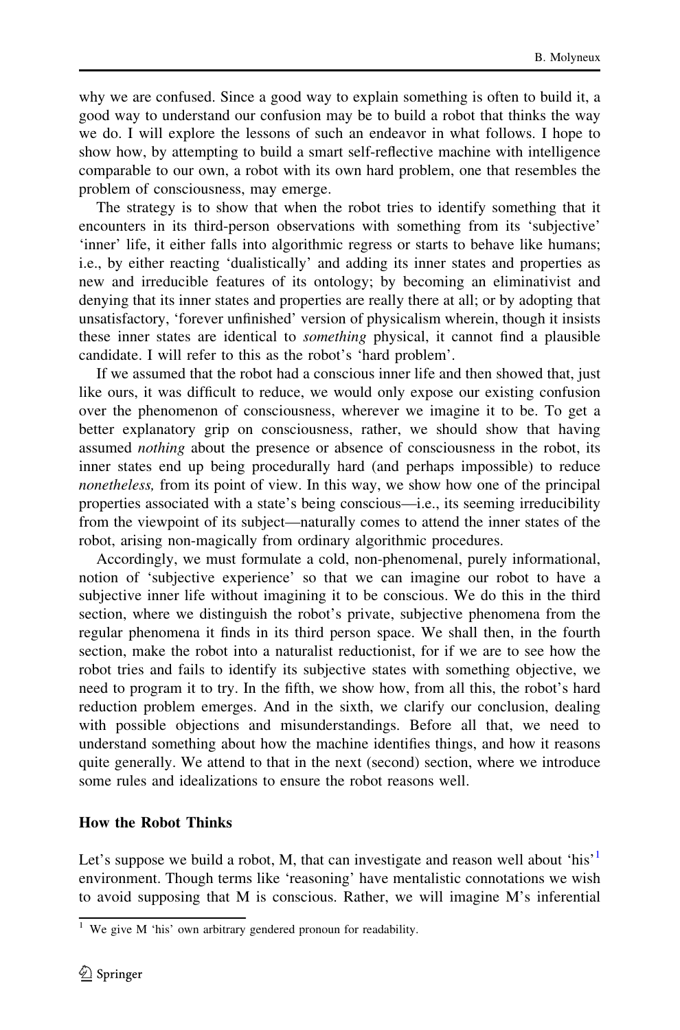why we are confused. Since a good way to explain something is often to build it, a good way to understand our confusion may be to build a robot that thinks the way we do. I will explore the lessons of such an endeavor in what follows. I hope to show how, by attempting to build a smart self-reflective machine with intelligence comparable to our own, a robot with its own hard problem, one that resembles the problem of consciousness, may emerge.

The strategy is to show that when the robot tries to identify something that it encounters in its third-person observations with something from its 'subjective' 'inner' life, it either falls into algorithmic regress or starts to behave like humans; i.e., by either reacting 'dualistically' and adding its inner states and properties as new and irreducible features of its ontology; by becoming an eliminativist and denying that its inner states and properties are really there at all; or by adopting that unsatisfactory, 'forever unfinished' version of physicalism wherein, though it insists these inner states are identical to *something* physical, it cannot find a plausible candidate. I will refer to this as the robot's 'hard problem'.

If we assumed that the robot had a conscious inner life and then showed that, just like ours, it was difficult to reduce, we would only expose our existing confusion over the phenomenon of consciousness, wherever we imagine it to be. To get a better explanatory grip on consciousness, rather, we should show that having assumed *nothing* about the presence or absence of consciousness in the robot, its inner states end up being procedurally hard (and perhaps impossible) to reduce *nonetheless,* from its point of view. In this way, we show how one of the principal properties associated with a state's being conscious—i.e., its seeming irreducibility from the viewpoint of its subject—naturally comes to attend the inner states of the robot, arising non-magically from ordinary algorithmic procedures.

Accordingly, we must formulate a cold, non-phenomenal, purely informational, notion of 'subjective experience' so that we can imagine our robot to have a subjective inner life without imagining it to be conscious. We do this in the third section, where we distinguish the robot's private, subjective phenomena from the regular phenomena it finds in its third person space. We shall then, in the fourth section, make the robot into a naturalist reductionist, for if we are to see how the robot tries and fails to identify its subjective states with something objective, we need to program it to try. In the fifth, we show how, from all this, the robot's hard reduction problem emerges. And in the sixth, we clarify our conclusion, dealing with possible objections and misunderstandings. Before all that, we need to understand something about how the machine identifies things, and how it reasons quite generally. We attend to that in the next (second) section, where we introduce some rules and idealizations to ensure the robot reasons well.

## How the Robot Thinks

Let's suppose we build a robot, M, that can investigate and reason well about 'his'[1] environment. Though terms like 'reasoning' have mentalistic connotations we wish to avoid supposing that M is conscious. Rather, we will imagine M's inferential

[1] We give M 'his' own arbitrary gendered pronoun for readability.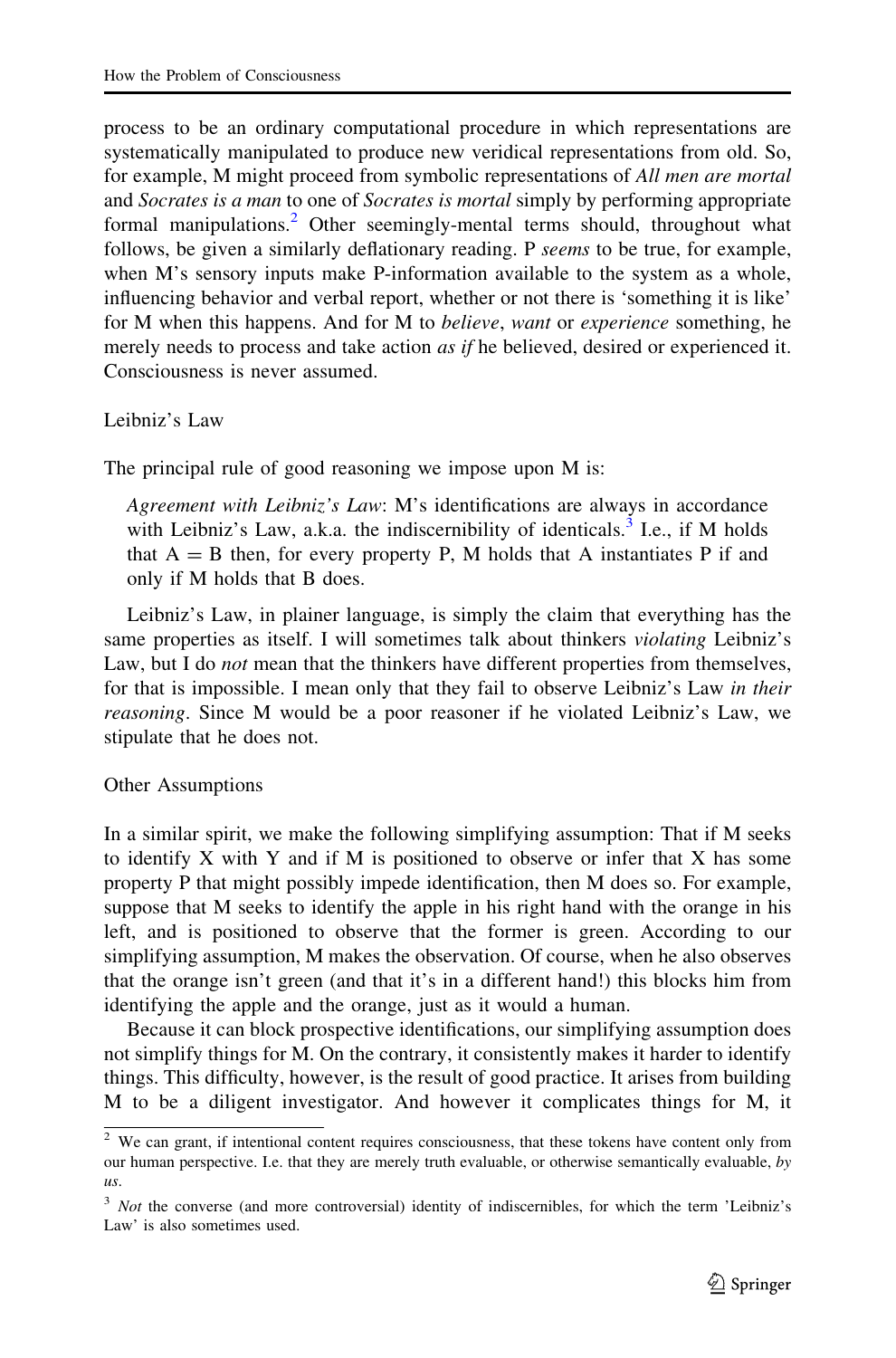process to be an ordinary computational procedure in which representations are systematically manipulated to produce new veridical representations from old. So, for example, M might proceed from symbolic representations of *All men are mortal* and *Socrates is a man* to one of *Socrates is mortal* simply by performing appropriate formal manipulations.[2] Other seemingly-mental terms should, throughout what follows, be given a similarly deflationary reading. P *seems* to be true, for example, when M's sensory inputs make P-information available to the system as a whole, influencing behavior and verbal report, whether or not there is 'something it is like' for M when this happens. And for M to *believe*, *want* or *experience* something, he merely needs to process and take action *as if* he believed, desired or experienced it. Consciousness is never assumed.

## Leibniz's Law

The principal rule of good reasoning we impose upon M is:

> *Agreement with Leibniz's Law*: M's identifications are always in accordance with Leibniz's Law, a.k.a. the indiscernibility of identicals.[3] I.e., if M holds that $A = B$ then, for every property P, M holds that A instantiates P if and only if M holds that B does.

Leibniz's Law, in plainer language, is simply the claim that everything has the same properties as itself. I will sometimes talk about thinkers *violating* Leibniz's Law, but I do *not* mean that the thinkers have different properties from themselves, for that is impossible. I mean only that they fail to observe Leibniz's Law *in their reasoning*. Since M would be a poor reasoner if he violated Leibniz's Law, we stipulate that he does not.

## Other Assumptions

In a similar spirit, we make the following simplifying assumption: That if M seeks to identify X with Y and if M is positioned to observe or infer that X has some property P that might possibly impede identification, then M does so. For example, suppose that M seeks to identify the apple in his right hand with the orange in his left, and is positioned to observe that the former is green. According to our simplifying assumption, M makes the observation. Of course, when he also observes that the orange isn't green (and that it's in a different hand!) this blocks him from identifying the apple and the orange, just as it would a human.

Because it can block prospective identifications, our simplifying assumption does not simplify things for M. On the contrary, it consistently makes it harder to identify things. This difficulty, however, is the result of good practice. It arises from building M to be a diligent investigator. And however it complicates things for M, it

---

[2] We can grant, if intentional content requires consciousness, that these tokens have content only from our human perspective. I.e. that they are merely truth evaluable, or otherwise semantically evaluable, *by us*.

[3] *Not* the converse (and more controversial) identity of indiscernibles, for which the term 'Leibniz's Law' is also sometimes used.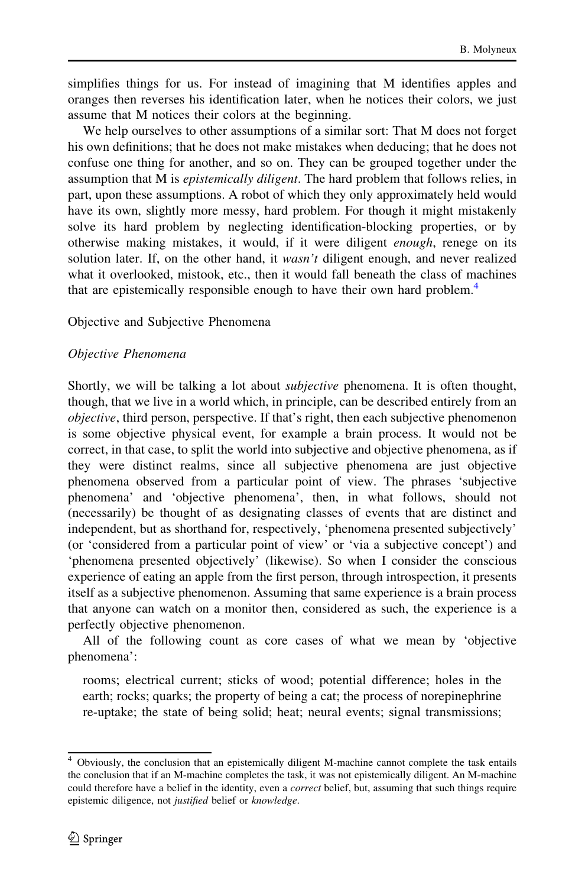simplifies things for us. For instead of imagining that M identifies apples and oranges then reverses his identification later, when he notices their colors, we just assume that M notices their colors at the beginning.

We help ourselves to other assumptions of a similar sort: That M does not forget his own definitions; that he does not make mistakes when deducing; that he does not confuse one thing for another, and so on. They can be grouped together under the assumption that M is *epistemically diligent*. The hard problem that follows relies, in part, upon these assumptions. A robot of which they only approximately held would have its own, slightly more messy, hard problem. For though it might mistakenly solve its hard problem by neglecting identification-blocking properties, or by otherwise making mistakes, it would, if it were diligent *enough*, renege on its solution later. If, on the other hand, it *wasn't* diligent enough, and never realized what it overlooked, mistook, etc., then it would fall beneath the class of machines that are epistemically responsible enough to have their own hard problem.[4]

## Objective and Subjective Phenomena

### Objective Phenomena

Shortly, we will be talking a lot about *subjective* phenomena. It is often thought, though, that we live in a world which, in principle, can be described entirely from an *objective*, third person, perspective. If that's right, then each subjective phenomenon is some objective physical event, for example a brain process. It would not be correct, in that case, to split the world into subjective and objective phenomena, as if they were distinct realms, since all subjective phenomena are just objective phenomena observed from a particular point of view. The phrases 'subjective phenomena' and 'objective phenomena', then, in what follows, should not (necessarily) be thought of as designating classes of events that are distinct and independent, but as shorthand for, respectively, 'phenomena presented subjectively' (or 'considered from a particular point of view' or 'via a subjective concept') and 'phenomena presented objectively' (likewise). So when I consider the conscious experience of eating an apple from the first person, through introspection, it presents itself as a subjective phenomenon. Assuming that same experience is a brain process that anyone can watch on a monitor then, considered as such, the experience is a perfectly objective phenomenon.

All of the following count as core cases of what we mean by 'objective phenomena':

rooms; electrical current; sticks of wood; potential difference; holes in the earth; rocks; quarks; the property of being a cat; the process of norepinephrine re-uptake; the state of being solid; heat; neural events; signal transmissions;

---

[4] Obviously, the conclusion that an epistemically diligent M-machine cannot complete the task entails the conclusion that if an M-machine completes the task, it was not epistemically diligent. An M-machine could therefore have a belief in the identity, even a *correct* belief, but, assuming that such things require epistemic diligence, not *justified* belief or *knowledge*.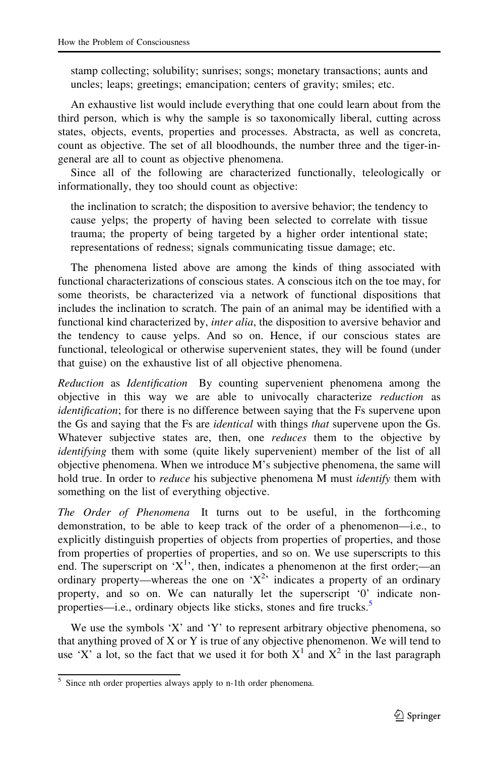stamp collecting; solubility; sunrises; songs; monetary transactions; aunts and uncles; leaps; greetings; emancipation; centers of gravity; smiles; etc.

An exhaustive list would include everything that one could learn about from the third person, which is why the sample is so taxonomically liberal, cutting across states, objects, events, properties and processes. Abstracta, as well as concreta, count as objective. The set of all bloodhounds, the number three and the tiger-in-general are all to count as objective phenomena.

Since all of the following are characterized functionally, teleologically or informationally, they too should count as objective:

> the inclination to scratch; the disposition to aversive behavior; the tendency to cause yelps; the property of having been selected to correlate with tissue trauma; the property of being targeted by a higher order intentional state; representations of redness; signals communicating tissue damage; etc.

The phenomena listed above are among the kinds of thing associated with functional characterizations of conscious states. A conscious itch on the toe may, for some theorists, be characterized via a network of functional dispositions that includes the inclination to scratch. The pain of an animal may be identified with a functional kind characterized by, *inter alia*, the disposition to aversive behavior and the tendency to cause yelps. And so on. Hence, if our conscious states are functional, teleological or otherwise supervenient states, they will be found (under that guise) on the exhaustive list of all objective phenomena.

*Reduction* as *Identification* By counting supervenient phenomena among the objective in this way we are able to univocally characterize *reduction* as *identification*; for there is no difference between saying that the Fs supervene upon the Gs and saying that the Fs are *identical* with things *that* supervene upon the Gs. Whatever subjective states are, then, one *reduces* them to the objective by *identifying* them with some (quite likely supervenient) member of the list of all objective phenomena. When we introduce M's subjective phenomena, the same will hold true. In order to *reduce* his subjective phenomena M must *identify* them with something on the list of everything objective.

*The Order of Phenomena* It turns out to be useful, in the forthcoming demonstration, to be able to keep track of the order of a phenomenon—i.e., to explicitly distinguish properties of objects from properties of properties, and those from properties of properties of properties, and so on. We use superscripts to this end. The superscript on '$X^1$', then, indicates a phenomenon at the first order;—an ordinary property—whereas the one on '$X^2$' indicates a property of an ordinary property, and so on. We can naturally let the superscript '0' indicate non-properties—i.e., ordinary objects like sticks, stones and fire trucks.[5]

We use the symbols 'X' and 'Y' to represent arbitrary objective phenomena, so that anything proved of X or Y is true of any objective phenomenon. We will tend to use 'X' a lot, so the fact that we used it for both $X^1$ and $X^2$ in the last paragraph

[5] Since nth order properties always apply to n-1th order phenomena.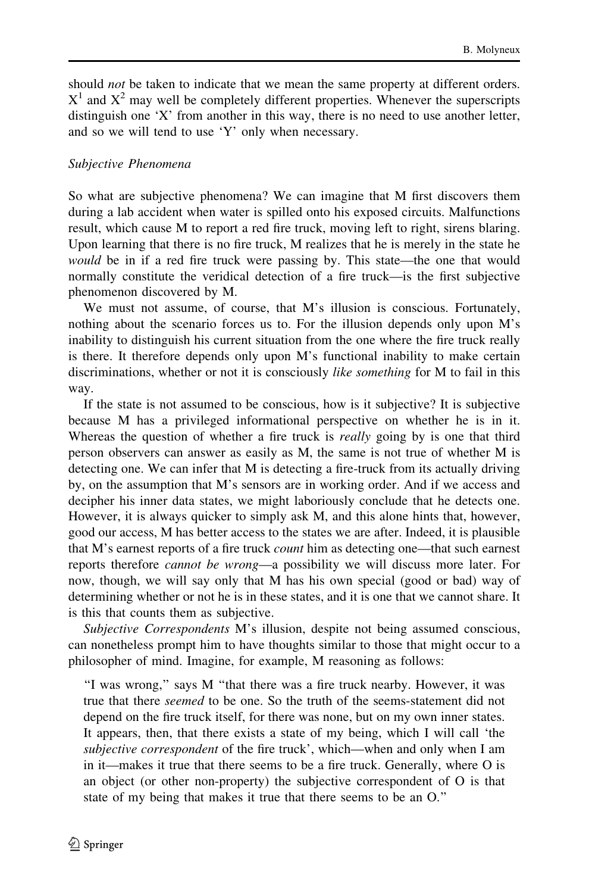should *not* be taken to indicate that we mean the same property at different orders. $X^1$ and $X^2$ may well be completely different properties. Whenever the superscripts distinguish one 'X' from another in this way, there is no need to use another letter, and so we will tend to use 'Y' only when necessary.

*Subjective Phenomena*

So what are subjective phenomena? We can imagine that M first discovers them during a lab accident when water is spilled onto his exposed circuits. Malfunctions result, which cause M to report a red fire truck, moving left to right, sirens blaring. Upon learning that there is no fire truck, M realizes that he is merely in the state he *would* be in if a red fire truck were passing by. This state—the one that would normally constitute the veridical detection of a fire truck—is the first subjective phenomenon discovered by M.

We must not assume, of course, that M's illusion is conscious. Fortunately, nothing about the scenario forces us to. For the illusion depends only upon M's inability to distinguish his current situation from the one where the fire truck really is there. It therefore depends only upon M's functional inability to make certain discriminations, whether or not it is consciously *like something* for M to fail in this way.

If the state is not assumed to be conscious, how is it subjective? It is subjective because M has a privileged informational perspective on whether he is in it. Whereas the question of whether a fire truck is *really* going by is one that third person observers can answer as easily as M, the same is not true of whether M is detecting one. We can infer that M is detecting a fire-truck from its actually driving by, on the assumption that M's sensors are in working order. And if we access and decipher his inner data states, we might laboriously conclude that he detects one. However, it is always quicker to simply ask M, and this alone hints that, however, good our access, M has better access to the states we are after. Indeed, it is plausible that M's earnest reports of a fire truck *count* him as detecting one—that such earnest reports therefore *cannot be wrong*—a possibility we will discuss more later. For now, though, we will say only that M has his own special (good or bad) way of determining whether or not he is in these states, and it is one that we cannot share. It is this that counts them as subjective.

*Subjective Correspondents* M's illusion, despite not being assumed conscious, can nonetheless prompt him to have thoughts similar to those that might occur to a philosopher of mind. Imagine, for example, M reasoning as follows:

> "I was wrong," says M "that there was a fire truck nearby. However, it was true that there *seemed* to be one. So the truth of the seems-statement did not depend on the fire truck itself, for there was none, but on my own inner states. It appears, then, that there exists a state of my being, which I will call 'the *subjective correspondent* of the fire truck', which—when and only when I am in it—makes it true that there seems to be a fire truck. Generally, where O is an object (or other non-property) the subjective correspondent of O is that state of my being that makes it true that there seems to be an O."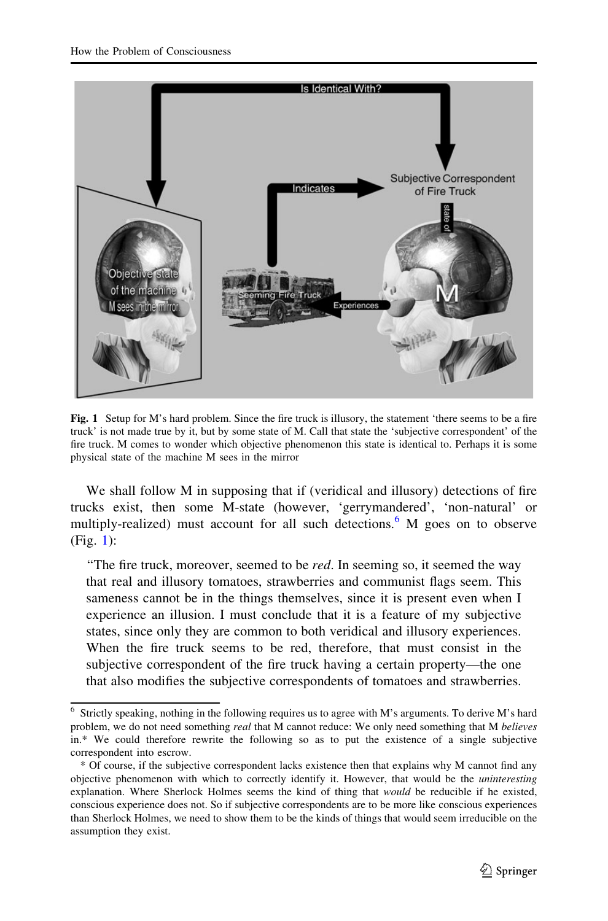Fig. 1 Setup for M's hard problem. Since the fire truck is illusory, the statement 'there seems to be a fire truck' is not made true by it, but by some state of M. Call that state the 'subjective correspondent' of the fire truck. M comes to wonder which objective phenomenon this state is identical to. Perhaps it is some physical state of the machine M sees in the mirror

We shall follow M in supposing that if (veridical and illusory) detections of fire trucks exist, then some M-state (however, 'gerrymandered', 'non-natural' or multiply-realized) must account for all such detections.[6] M goes on to observe (Fig. 1):

> "The fire truck, moreover, seemed to be *red*. In seeming so, it seemed the way that real and illusory tomatoes, strawberries and communist flags seem. This sameness cannot be in the things themselves, since it is present even when I experience an illusion. I must conclude that it is a feature of my subjective states, since only they are common to both veridical and illusory experiences. When the fire truck seems to be red, therefore, that must consist in the subjective correspondent of the fire truck having a certain property—the one that also modifies the subjective correspondents of tomatoes and strawberries.

---

[6] Strictly speaking, nothing in the following requires us to agree with M's arguments. To derive M's hard problem, we do not need something *real* that M cannot reduce: We only need something that M *believes* in.* We could therefore rewrite the following so as to put the existence of a single subjective correspondent into escrow.

* Of course, if the subjective correspondent lacks existence then that explains why M cannot find any objective phenomenon with which to correctly identify it. However, that would be the *uninteresting* explanation. Where Sherlock Holmes seems the kind of thing that *would* be reducible if he existed, conscious experience does not. So if subjective correspondents are to be more like conscious experiences than Sherlock Holmes, we need to show them to be the kinds of things that would seem irreducible on the assumption they exist.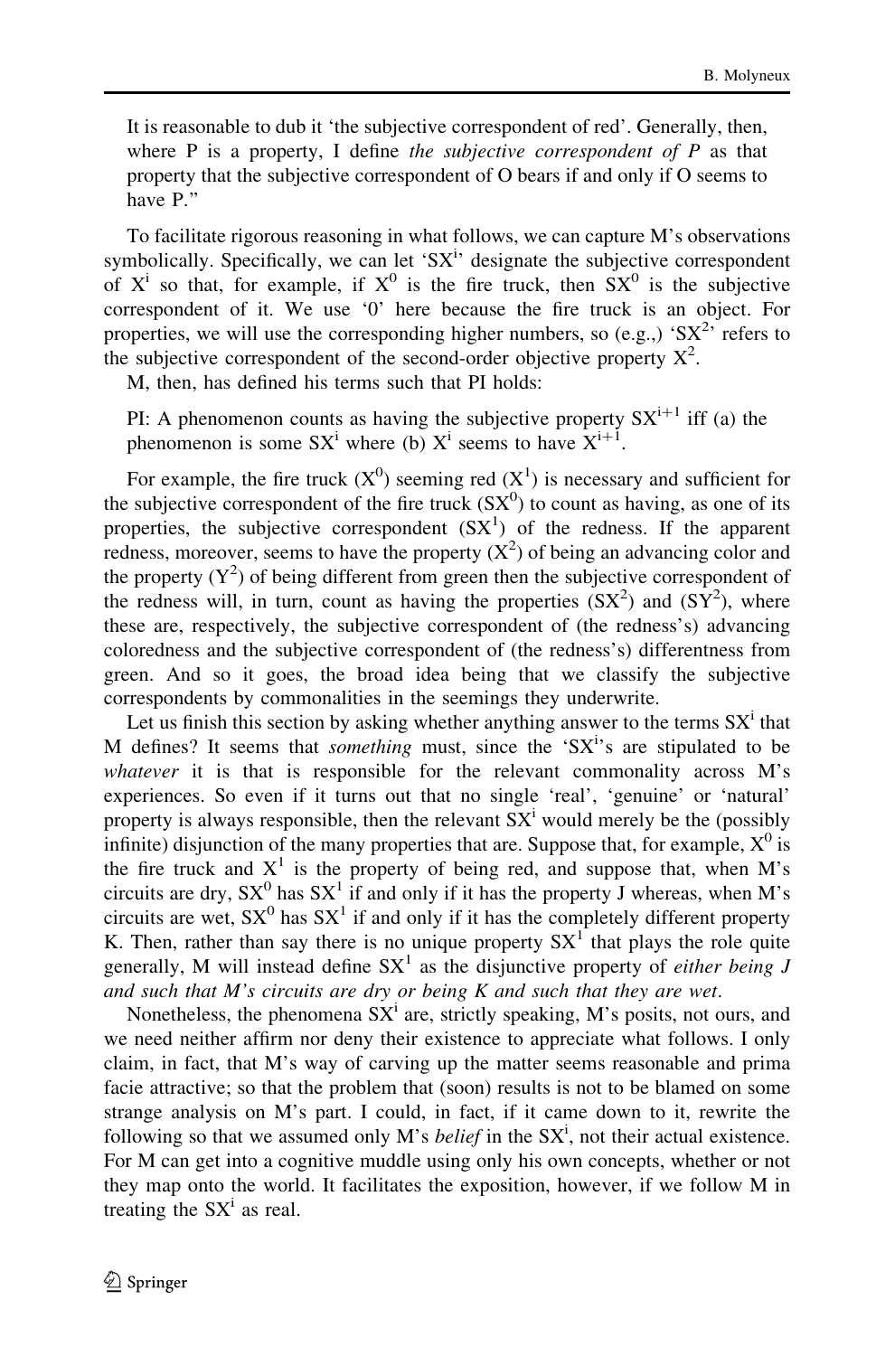It is reasonable to dub it 'the subjective correspondent of red'. Generally, then, where P is a property, I define *the subjective correspondent of P* as that property that the subjective correspondent of O bears if and only if O seems to have P."

To facilitate rigorous reasoning in what follows, we can capture M's observations symbolically. Specifically, we can let '$SX^i$' designate the subjective correspondent of $X^i$ so that, for example, if $X^0$ is the fire truck, then $SX^0$ is the subjective correspondent of it. We use '0' here because the fire truck is an object. For properties, we will use the corresponding higher numbers, so (e.g.,) '$SX^2$' refers to the subjective correspondent of the second-order objective property $X^2$.

M, then, has defined his terms such that PI holds:

> PI: A phenomenon counts as having the subjective property $SX^{i+1}$ iff (a) the phenomenon is some $SX^i$ where (b) $X^i$ seems to have $X^{i+1}$.

For example, the fire truck ($X^0$) seeming red ($X^1$) is necessary and sufficient for the subjective correspondent of the fire truck ($SX^0$) to count as having, as one of its properties, the subjective correspondent ($SX^1$) of the redness. If the apparent redness, moreover, seems to have the property ($X^2$) of being an advancing color and the property ($Y^2$) of being different from green then the subjective correspondent of the redness will, in turn, count as having the properties ($SX^2$) and ($SY^2$), where these are, respectively, the subjective correspondent of (the redness's) advancing coloredness and the subjective correspondent of (the redness's) differentness from green. And so it goes, the broad idea being that we classify the subjective correspondents by commonalities in the seemings they underwrite.

Let us finish this section by asking whether anything answer to the terms $SX^i$ that M defines? It seems that *something* must, since the '$SX^i$'s are stipulated to be *whatever* it is that is responsible for the relevant commonality across M's experiences. So even if it turns out that no single 'real', 'genuine' or 'natural' property is always responsible, then the relevant $SX^i$ would merely be the (possibly infinite) disjunction of the many properties that are. Suppose that, for example, $X^0$ is the fire truck and $X^1$ is the property of being red, and suppose that, when M's circuits are dry, $SX^0$ has $SX^1$ if and only if it has the property J whereas, when M's circuits are wet, $SX^0$ has $SX^1$ if and only if it has the completely different property K. Then, rather than say there is no unique property $SX^1$ that plays the role quite generally, M will instead define $SX^1$ as the disjunctive property of *either being J and such that M's circuits are dry or being K and such that they are wet*.

Nonetheless, the phenomena $SX^i$ are, strictly speaking, M's posits, not ours, and we need neither affirm nor deny their existence to appreciate what follows. I only claim, in fact, that M's way of carving up the matter seems reasonable and prima facie attractive; so that the problem that (soon) results is not to be blamed on some strange analysis on M's part. I could, in fact, if it came down to it, rewrite the following so that we assumed only M's *belief* in the $SX^i$, not their actual existence. For M can get into a cognitive muddle using only his own concepts, whether or not they map onto the world. It facilitates the exposition, however, if we follow M in treating the $SX^i$ as real.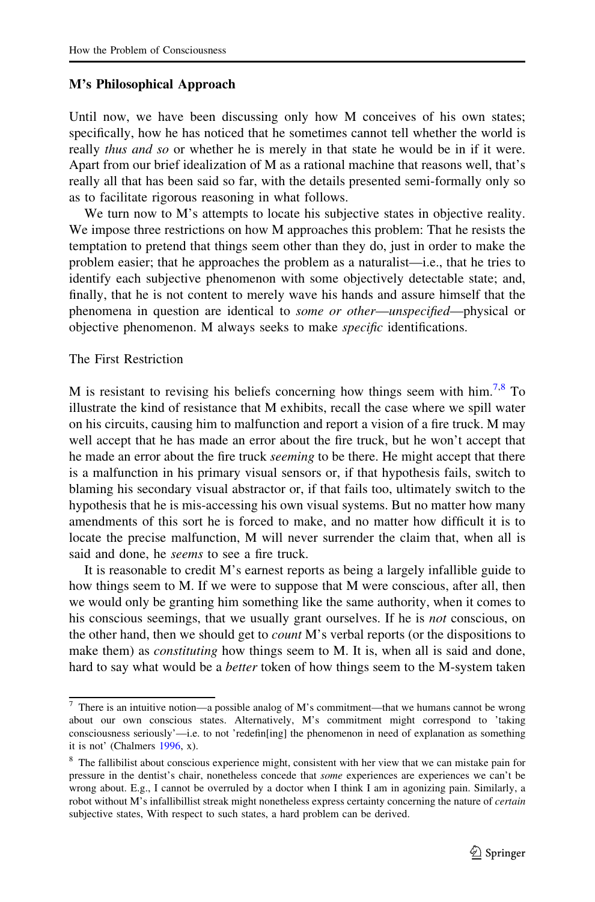### M's Philosophical Approach

Until now, we have been discussing only how M conceives of his own states; specifically, how he has noticed that he sometimes cannot tell whether the world is really *thus and so* or whether he is merely in that state he would be in if it were. Apart from our brief idealization of M as a rational machine that reasons well, that's really all that has been said so far, with the details presented semi-formally only so as to facilitate rigorous reasoning in what follows.

We turn now to M's attempts to locate his subjective states in objective reality. We impose three restrictions on how M approaches this problem: That he resists the temptation to pretend that things seem other than they do, just in order to make the problem easier; that he approaches the problem as a naturalist—i.e., that he tries to identify each subjective phenomenon with some objectively detectable state; and, finally, that he is not content to merely wave his hands and assure himself that the phenomena in question are identical to *some or other—unspecified*—physical or objective phenomenon. M always seeks to make *specific* identifications.

#### The First Restriction

M is resistant to revising his beliefs concerning how things seem with him.[7,8] To illustrate the kind of resistance that M exhibits, recall the case where we spill water on his circuits, causing him to malfunction and report a vision of a fire truck. M may well accept that he has made an error about the fire truck, but he won't accept that he made an error about the fire truck *seeming* to be there. He might accept that there is a malfunction in his primary visual sensors or, if that hypothesis fails, switch to blaming his secondary visual abstractor or, if that fails too, ultimately switch to the hypothesis that he is mis-accessing his own visual systems. But no matter how many amendments of this sort he is forced to make, and no matter how difficult it is to locate the precise malfunction, M will never surrender the claim that, when all is said and done, he *seems* to see a fire truck.

It is reasonable to credit M's earnest reports as being a largely infallible guide to how things seem to M. If we were to suppose that M were conscious, after all, then we would only be granting him something like the same authority, when it comes to his conscious seemings, that we usually grant ourselves. If he is *not* conscious, on the other hand, then we should get to *count* M's verbal reports (or the dispositions to make them) as *constituting* how things seem to M. It is, when all is said and done, hard to say what would be a *better* token of how things seem to the M-system taken

---

[7] There is an intuitive notion—a possible analog of M's commitment—that we humans cannot be wrong about our own conscious states. Alternatively, M's commitment might correspond to 'taking consciousness seriously'—i.e. to not 'redefin[ing] the phenomenon in need of explanation as something it is not' (Chalmers 1996, x).

[8] The fallibilist about conscious experience might, consistent with her view that we can mistake pain for pressure in the dentist's chair, nonetheless concede that *some* experiences are experiences we can't be wrong about. E.g., I cannot be overruled by a doctor when I think I am in agonizing pain. Similarly, a robot without M's infallibillist streak might nonetheless express certainty concerning the nature of *certain* subjective states, With respect to such states, a hard problem can be derived.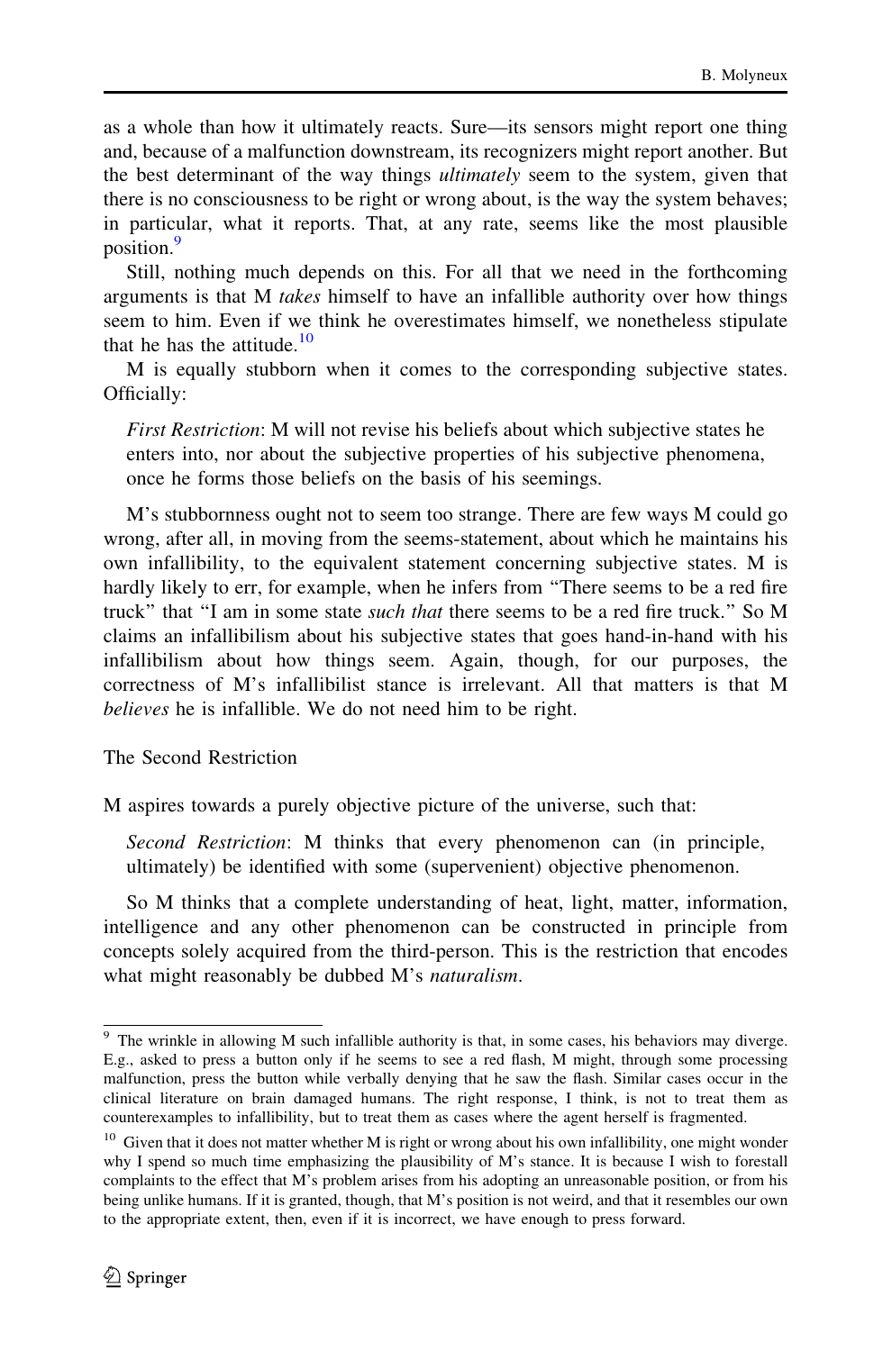as a whole than how it ultimately reacts. Sure—its sensors might report one thing and, because of a malfunction downstream, its recognizers might report another. But the best determinant of the way things *ultimately* seem to the system, given that there is no consciousness to be right or wrong about, is the way the system behaves; in particular, what it reports. That, at any rate, seems like the most plausible position.[9]

Still, nothing much depends on this. For all that we need in the forthcoming arguments is that M *takes* himself to have an infallible authority over how things seem to him. Even if we think he overestimates himself, we nonetheless stipulate that he has the attitude.[10]

M is equally stubborn when it comes to the corresponding subjective states. Officially:

> *First Restriction*: M will not revise his beliefs about which subjective states he enters into, nor about the subjective properties of his subjective phenomena, once he forms those beliefs on the basis of his seemings.

M's stubbornness ought not to seem too strange. There are few ways M could go wrong, after all, in moving from the seems-statement, about which he maintains his own infallibility, to the equivalent statement concerning subjective states. M is hardly likely to err, for example, when he infers from "There seems to be a red fire truck" that "I am in some state *such that* there seems to be a red fire truck." So M claims an infallibilism about his subjective states that goes hand-in-hand with his infallibilism about how things seem. Again, though, for our purposes, the correctness of M's infallibilist stance is irrelevant. All that matters is that M *believes* he is infallible. We do not need him to be right.

## The Second Restriction

M aspires towards a purely objective picture of the universe, such that:

> *Second Restriction*: M thinks that every phenomenon can (in principle, ultimately) be identified with some (supervenient) objective phenomenon.

So M thinks that a complete understanding of heat, light, matter, information, intelligence and any other phenomenon can be constructed in principle from concepts solely acquired from the third-person. This is the restriction that encodes what might reasonably be dubbed M's *naturalism*.

---

[9] The wrinkle in allowing M such infallible authority is that, in some cases, his behaviors may diverge. E.g., asked to press a button only if he seems to see a red flash, M might, through some processing malfunction, press the button while verbally denying that he saw the flash. Similar cases occur in the clinical literature on brain damaged humans. The right response, I think, is not to treat them as counterexamples to infallibility, but to treat them as cases where the agent herself is fragmented.

[10] Given that it does not matter whether M is right or wrong about his own infallibility, one might wonder why I spend so much time emphasizing the plausibility of M's stance. It is because I wish to forestall complaints to the effect that M's problem arises from his adopting an unreasonable position, or from his being unlike humans. If it is granted, though, that M's position is not weird, and that it resembles our own to the appropriate extent, then, even if it is incorrect, we have enough to press forward.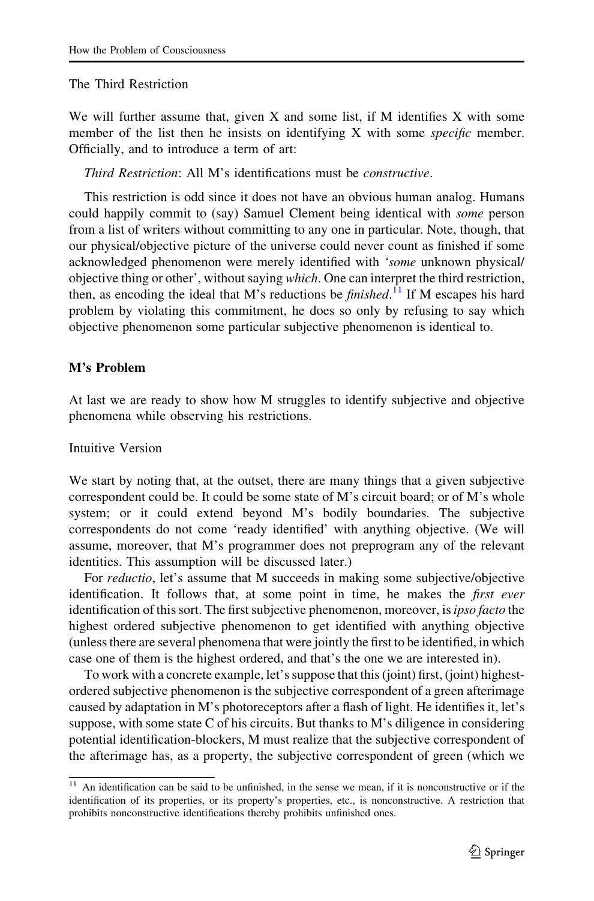The Third Restriction

We will further assume that, given X and some list, if M identifies X with some member of the list then he insists on identifying X with some *specific* member. Officially, and to introduce a term of art:

*Third Restriction*: All M's identifications must be *constructive*.

This restriction is odd since it does not have an obvious human analog. Humans could happily commit to (say) Samuel Clement being identical with *some* person from a list of writers without committing to any one in particular. Note, though, that our physical/objective picture of the universe could never count as finished if some acknowledged phenomenon were merely identified with '*some* unknown physical/objective thing or other', without saying *which*. One can interpret the third restriction, then, as encoding the ideal that M's reductions be *finished*.[11] If M escapes his hard problem by violating this commitment, he does so only by refusing to say which objective phenomenon some particular subjective phenomenon is identical to.

## M's Problem

At last we are ready to show how M struggles to identify subjective and objective phenomena while observing his restrictions.

Intuitive Version

We start by noting that, at the outset, there are many things that a given subjective correspondent could be. It could be some state of M's circuit board; or of M's whole system; or it could extend beyond M's bodily boundaries. The subjective correspondents do not come 'ready identified' with anything objective. (We will assume, moreover, that M's programmer does not preprogram any of the relevant identities. This assumption will be discussed later.)

For *reductio*, let's assume that M succeeds in making some subjective/objective identification. It follows that, at some point in time, he makes the *first ever* identification of this sort. The first subjective phenomenon, moreover, is *ipso facto* the highest ordered subjective phenomenon to get identified with anything objective (unless there are several phenomena that were jointly the first to be identified, in which case one of them is the highest ordered, and that's the one we are interested in).

To work with a concrete example, let's suppose that this (joint) first, (joint) highest-ordered subjective phenomenon is the subjective correspondent of a green afterimage caused by adaptation in M's photoreceptors after a flash of light. He identifies it, let's suppose, with some state C of his circuits. But thanks to M's diligence in considering potential identification-blockers, M must realize that the subjective correspondent of the afterimage has, as a property, the subjective correspondent of green (which we

[11] An identification can be said to be unfinished, in the sense we mean, if it is nonconstructive or if the identification of its properties, or its property's properties, etc., is nonconstructive. A restriction that prohibits nonconstructive identifications thereby prohibits unfinished ones.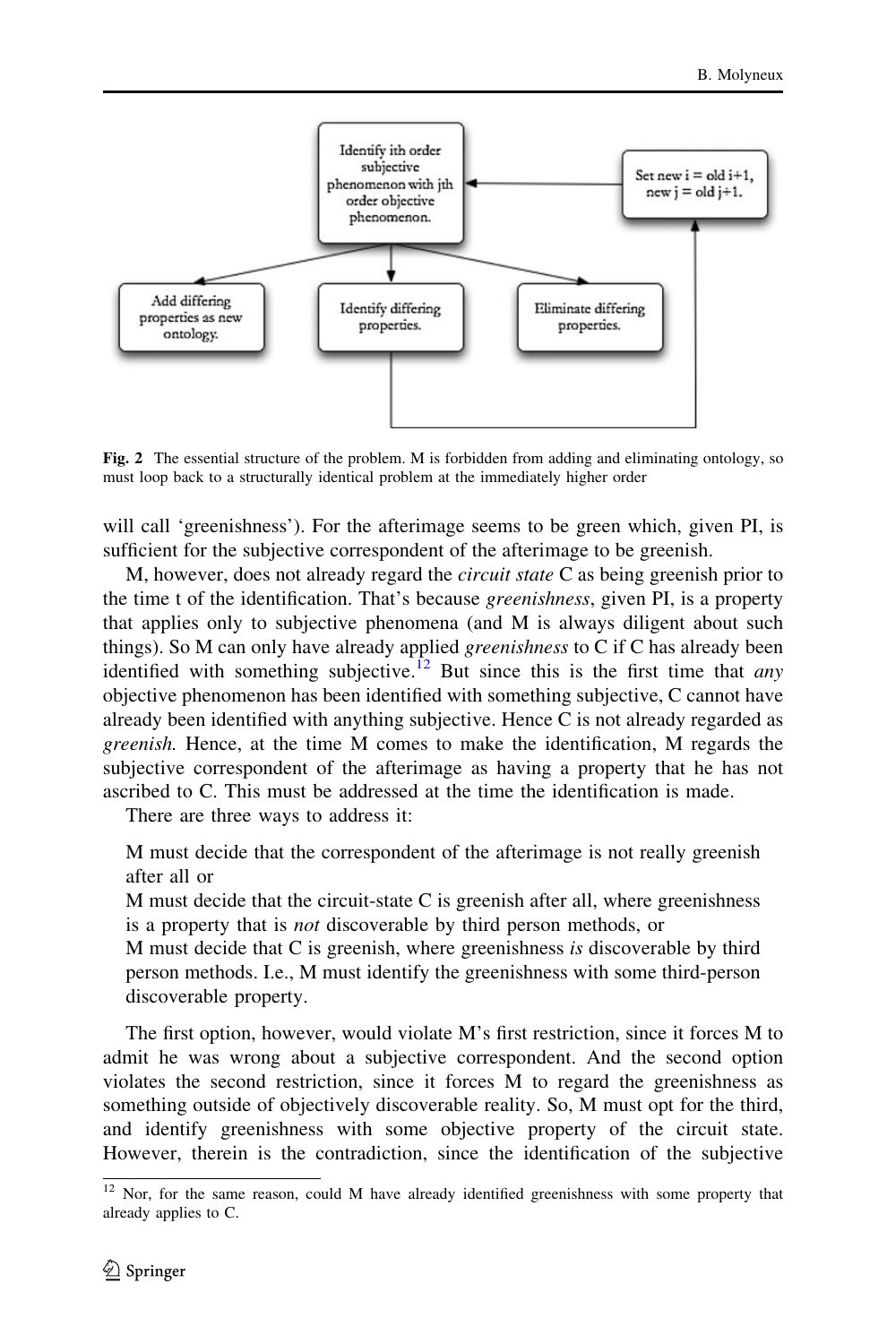Identify ith order subjective phenomenon with jth order objective phenomenon.

Set new i = old i+1, new j = old j+1.

Add differing properties as new ontology.

Identify differing properties.

Eliminate differing properties.

**Fig. 2** The essential structure of the problem. M is forbidden from adding and eliminating ontology, so must loop back to a structurally identical problem at the immediately higher order

will call 'greenishness'). For the afterimage seems to be green which, given PI, is sufficient for the subjective correspondent of the afterimage to be greenish.

M, however, does not already regard the *circuit state* C as being greenish prior to the time t of the identification. That's because *greenishness*, given PI, is a property that applies only to subjective phenomena (and M is always diligent about such things). So M can only have already applied *greenishness* to C if C has already been identified with something subjective.[12] But since this is the first time that *any* objective phenomenon has been identified with something subjective, C cannot have already been identified with anything subjective. Hence C is not already regarded as *greenish*. Hence, at the time M comes to make the identification, M regards the subjective correspondent of the afterimage as having a property that he has not ascribed to C. This must be addressed at the time the identification is made.

There are three ways to address it:

M must decide that the correspondent of the afterimage is not really greenish after all or

M must decide that the circuit-state C is greenish after all, where greenishness is a property that is *not* discoverable by third person methods, or

M must decide that C is greenish, where greenishness *is* discoverable by third person methods. I.e., M must identify the greenishness with some third-person discoverable property.

The first option, however, would violate M's first restriction, since it forces M to admit he was wrong about a subjective correspondent. And the second option violates the second restriction, since it forces M to regard the greenishness as something outside of objectively discoverable reality. So, M must opt for the third, and identify greenishness with some objective property of the circuit state. However, therein is the contradiction, since the identification of the subjective

[12] Nor, for the same reason, could M have already identified greenishness with some property that already applies to C.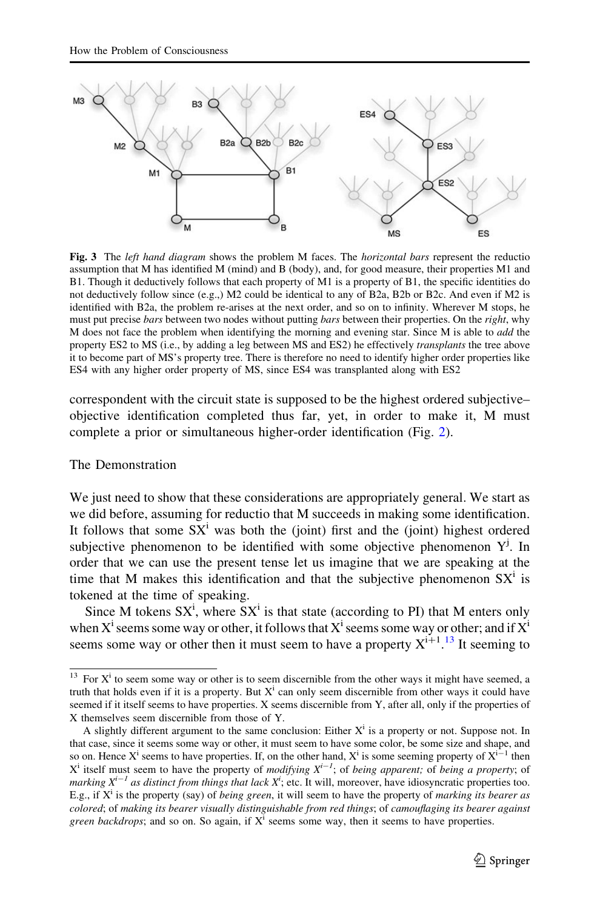**Fig. 3** The *left hand diagram* shows the problem M faces. The *horizontal bars* represent the reductio assumption that M has identified M (mind) and B (body), and, for good measure, their properties M1 and B1. Though it deductively follows that each property of M1 is a property of B1, the specific identities do not deductively follow since (e.g.,) M2 could be identical to any of B2a, B2b or B2c. And even if M2 is identified with B2a, the problem re-arises at the next order, and so on to infinity. Wherever M stops, he must put precise *bars* between two nodes without putting *bars* between their properties. On the *right*, why M does not face the problem when identifying the morning and evening star. Since M is able to *add* the property ES2 to MS (i.e., by adding a leg between MS and ES2) he effectively *transplants* the tree above it to become part of MS's property tree. There is therefore no need to identify higher order properties like ES4 with any higher order property of MS, since ES4 was transplanted along with ES2

correspondent with the circuit state is supposed to be the highest ordered subjective–objective identification completed thus far, yet, in order to make it, M must complete a prior or simultaneous higher-order identification (Fig. 2).

## The Demonstration

We just need to show that these considerations are appropriately general. We start as we did before, assuming for reductio that M succeeds in making some identification. It follows that some $SX^i$ was both the (joint) first and the (joint) highest ordered subjective phenomenon to be identified with some objective phenomenon $Y^j$. In order that we can use the present tense let us imagine that we are speaking at the time that M makes this identification and that the subjective phenomenon $SX^i$ is tokened at the time of speaking.

Since M tokens $SX^i$, where $SX^i$ is that state (according to PI) that M enters only when $X^i$ seems some way or other, it follows that $X^i$ seems some way or other; and if $X^i$ seems some way or other then it must seem to have a property $X^{i+1}$.[13] It seeming to

[13] For $X^i$ to seem some way or other is to seem discernible from the other ways it might have seemed, a truth that holds even if it is a property. But $X^i$ can only seem discernible from other ways it could have seemed if it itself seems to have properties. X seems discernible from Y, after all, only if the properties of X themselves seem discernible from those of Y.

A slightly different argument to the same conclusion: Either $X^i$ is a property or not. Suppose not. In that case, since it seems some way or other, it must seem to have some color, be some size and shape, and so on. Hence $X^i$ seems to have properties. If, on the other hand, $X^i$ is some seeming property of $X^{i-1}$ then $X^i$ itself must seem to have the property of *modifying* $X^{i-1}$; of *being apparent;* of *being a property*; of *marking* $X^{i-1}$ *as distinct from things that lack* $X^i$; etc. It will, moreover, have idiosyncratic properties too. E.g., if $X^i$ is the property (say) of *being green*, it will seem to have the property of *marking its bearer as colored*; of *making its bearer visually distinguishable from red things*; of *camouflaging its bearer against green backdrops*; and so on. So again, if $X^i$ seems some way, then it seems to have properties.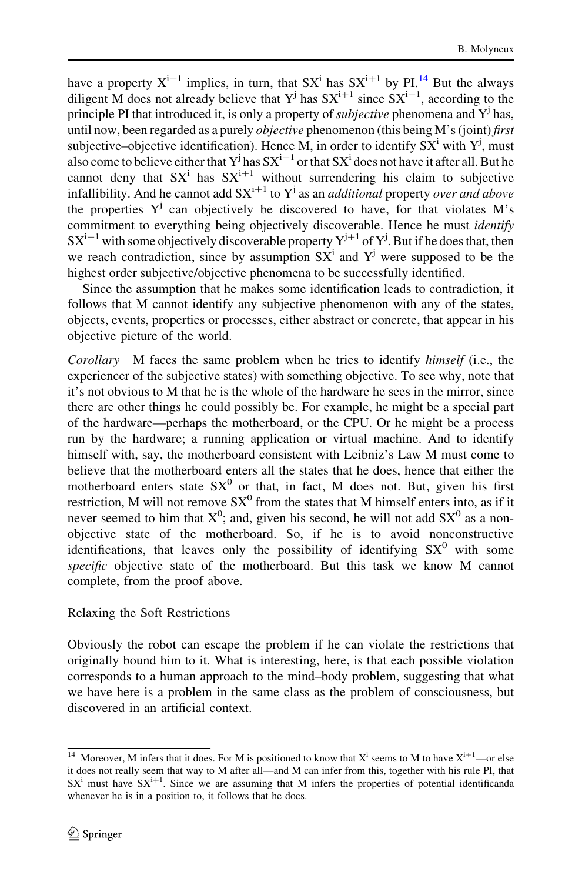have a property $X^{i+1}$ implies, in turn, that $SX^i$ has $SX^{i+1}$ by PI.[14] But the always diligent M does not already believe that $Y^j$ has $SX^{i+1}$ since $SX^{i+1}$, according to the principle PI that introduced it, is only a property of *subjective* phenomena and $Y^j$ has, until now, been regarded as a purely *objective* phenomenon (this being M's (joint) *first* subjective–objective identification). Hence M, in order to identify $SX^i$ with $Y^j$, must also come to believe either that $Y^j$ has $SX^{i+1}$ or that $SX^i$ does not have it after all. But he cannot deny that $SX^i$ has $SX^{i+1}$ without surrendering his claim to subjective infallibility. And he cannot add $SX^{i+1}$ to $Y^j$ as an *additional* property *over and above* the properties $Y^j$ can objectively be discovered to have, for that violates M's commitment to everything being objectively discoverable. Hence he must *identify* $SX^{i+1}$ with some objectively discoverable property $Y^{j+1}$ of $Y^j$. But if he does that, then we reach contradiction, since by assumption $SX^i$ and $Y^j$ were supposed to be the highest order subjective/objective phenomena to be successfully identified.

Since the assumption that he makes some identification leads to contradiction, it follows that M cannot identify any subjective phenomenon with any of the states, objects, events, properties or processes, either abstract or concrete, that appear in his objective picture of the world.

*Corollary* M faces the same problem when he tries to identify *himself* (i.e., the experiencer of the subjective states) with something objective. To see why, note that it's not obvious to M that he is the whole of the hardware he sees in the mirror, since there are other things he could possibly be. For example, he might be a special part of the hardware—perhaps the motherboard, or the CPU. Or he might be a process run by the hardware; a running application or virtual machine. And to identify himself with, say, the motherboard consistent with Leibniz's Law M must come to believe that the motherboard enters all the states that he does, hence that either the motherboard enters state $SX^0$ or that, in fact, M does not. But, given his first restriction, M will not remove $SX^0$ from the states that M himself enters into, as if it never seemed to him that $X^0$; and, given his second, he will not add $SX^0$ as a non-objective state of the motherboard. So, if he is to avoid nonconstructive identifications, that leaves only the possibility of identifying $SX^0$ with some *specific* objective state of the motherboard. But this task we know M cannot complete, from the proof above.

## Relaxing the Soft Restrictions

Obviously the robot can escape the problem if he can violate the restrictions that originally bound him to it. What is interesting, here, is that each possible violation corresponds to a human approach to the mind–body problem, suggesting that what we have here is a problem in the same class as the problem of consciousness, but discovered in an artificial context.

[14] Moreover, M infers that it does. For M is positioned to know that $X^i$ seems to M to have $X^{i+1}$—or else it does not really seem that way to M after all—and M can infer from this, together with his rule PI, that $SX^i$ must have $SX^{i+1}$. Since we are assuming that M infers the properties of potential identificanda whenever he is in a position to, it follows that he does.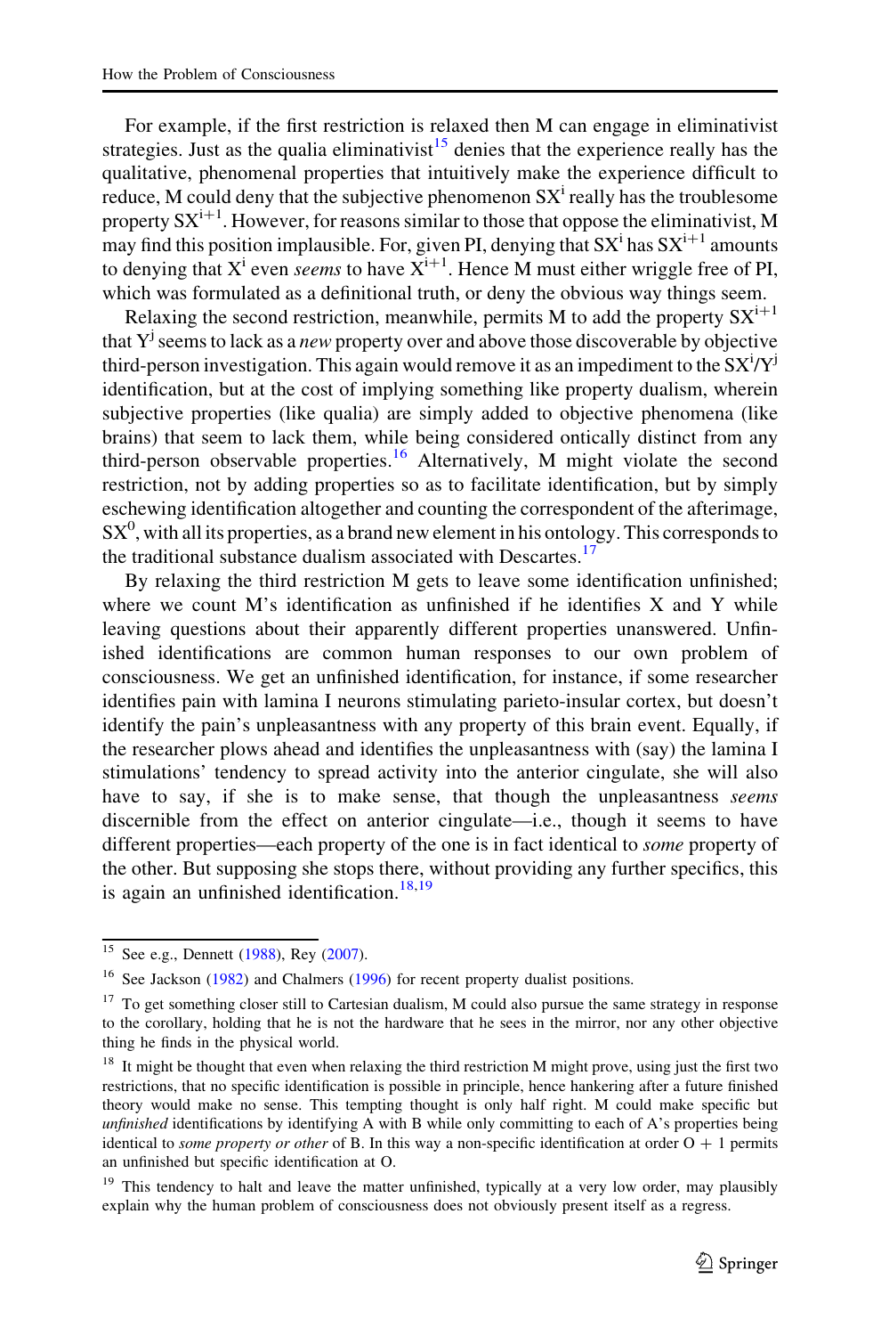For example, if the first restriction is relaxed then M can engage in eliminativist strategies. Just as the qualia eliminativist[15] denies that the experience really has the qualitative, phenomenal properties that intuitively make the experience difficult to reduce, M could deny that the subjective phenomenon $SX^i$ really has the troublesome property $SX^{i+1}$. However, for reasons similar to those that oppose the eliminativist, M may find this position implausible. For, given PI, denying that $SX^i$ has $SX^{i+1}$ amounts to denying that $X^i$ even *seems* to have $X^{i+1}$. Hence M must either wriggle free of PI, which was formulated as a definitional truth, or deny the obvious way things seem.

Relaxing the second restriction, meanwhile, permits M to add the property $SX^{i+1}$ that $Y^j$ seems to lack as a *new* property over and above those discoverable by objective third-person investigation. This again would remove it as an impediment to the $SX^i/Y^j$ identification, but at the cost of implying something like property dualism, wherein subjective properties (like qualia) are simply added to objective phenomena (like brains) that seem to lack them, while being considered ontically distinct from any third-person observable properties.[16] Alternatively, M might violate the second restriction, not by adding properties so as to facilitate identification, but by simply eschewing identification altogether and counting the correspondent of the afterimage, $SX^0$, with all its properties, as a brand new element in his ontology. This corresponds to the traditional substance dualism associated with Descartes.[17]

By relaxing the third restriction M gets to leave some identification unfinished; where we count M's identification as unfinished if he identifies X and Y while leaving questions about their apparently different properties unanswered. Unfinished identifications are common human responses to our own problem of consciousness. We get an unfinished identification, for instance, if some researcher identifies pain with lamina I neurons stimulating parieto-insular cortex, but doesn't identify the pain's unpleasantness with any property of this brain event. Equally, if the researcher plows ahead and identifies the unpleasantness with (say) the lamina I stimulations' tendency to spread activity into the anterior cingulate, she will also have to say, if she is to make sense, that though the unpleasantness *seems* discernible from the effect on anterior cingulate—i.e., though it seems to have different properties—each property of the one is in fact identical to *some* property of the other. But supposing she stops there, without providing any further specifics, this is again an unfinished identification.[18,19]

---

[15] See e.g., Dennett (1988), Rey (2007).

[16] See Jackson (1982) and Chalmers (1996) for recent property dualist positions.

[17] To get something closer still to Cartesian dualism, M could also pursue the same strategy in response to the corollary, holding that he is not the hardware that he sees in the mirror, nor any other objective thing he finds in the physical world.

[18] It might be thought that even when relaxing the third restriction M might prove, using just the first two restrictions, that no specific identification is possible in principle, hence hankering after a future finished theory would make no sense. This tempting thought is only half right. M could make specific but *unfinished* identifications by identifying A with B while only committing to each of A's properties being identical to *some property or other* of B. In this way a non-specific identification at order O + 1 permits an unfinished but specific identification at O.

[19] This tendency to halt and leave the matter unfinished, typically at a very low order, may plausibly explain why the human problem of consciousness does not obviously present itself as a regress.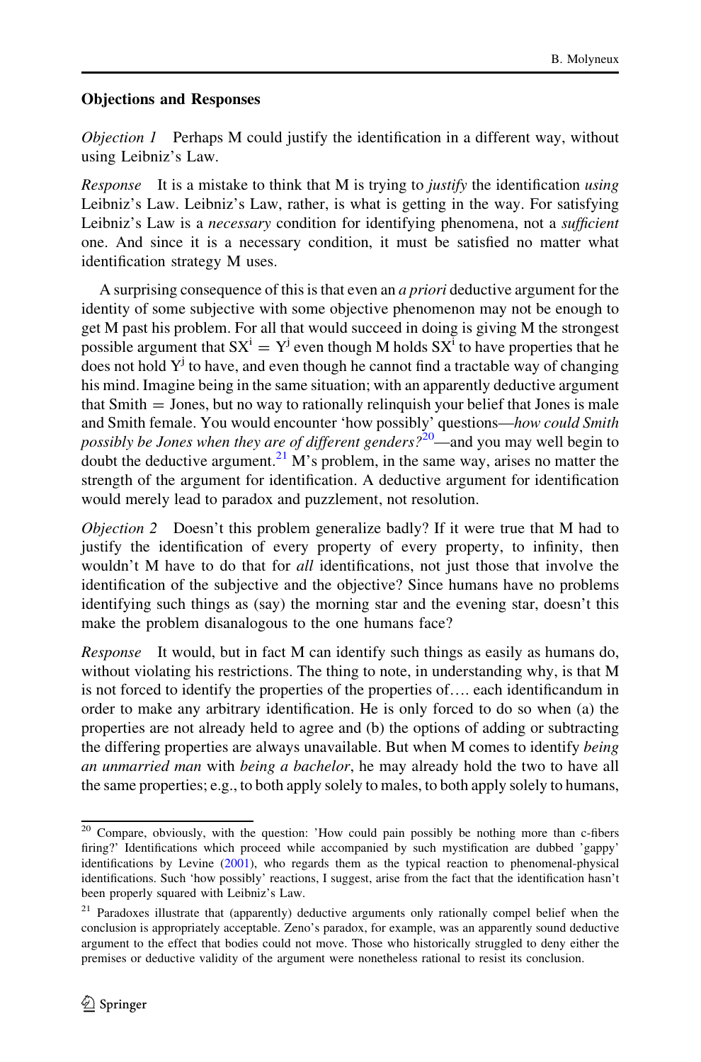## Objections and Responses

*Objection 1* Perhaps M could justify the identification in a different way, without using Leibniz's Law.

*Response* It is a mistake to think that M is trying to *justify* the identification *using* Leibniz's Law. Leibniz's Law, rather, is what is getting in the way. For satisfying Leibniz's Law is a *necessary* condition for identifying phenomena, not a *sufficient* one. And since it is a necessary condition, it must be satisfied no matter what identification strategy M uses.

A surprising consequence of this is that even an *a priori* deductive argument for the identity of some subjective with some objective phenomenon may not be enough to get M past his problem. For all that would succeed in doing is giving M the strongest possible argument that $SX^i = Y^j$ even though M holds $SX^i$ to have properties that he does not hold $Y^j$ to have, and even though he cannot find a tractable way of changing his mind. Imagine being in the same situation; with an apparently deductive argument that Smith = Jones, but no way to rationally relinquish your belief that Jones is male and Smith female. You would encounter 'how possibly' questions—*how could Smith possibly be Jones when they are of different genders?*[20]—and you may well begin to doubt the deductive argument.[21] M's problem, in the same way, arises no matter the strength of the argument for identification. A deductive argument for identification would merely lead to paradox and puzzlement, not resolution.

*Objection 2* Doesn't this problem generalize badly? If it were true that M had to justify the identification of every property of every property, to infinity, then wouldn't M have to do that for *all* identifications, not just those that involve the identification of the subjective and the objective? Since humans have no problems identifying such things as (say) the morning star and the evening star, doesn't this make the problem disanalogous to the one humans face?

*Response* It would, but in fact M can identify such things as easily as humans do, without violating his restrictions. The thing to note, in understanding why, is that M is not forced to identify the properties of the properties of…. each identificandum in order to make any arbitrary identification. He is only forced to do so when (a) the properties are not already held to agree and (b) the options of adding or subtracting the differing properties are always unavailable. But when M comes to identify *being an unmarried man* with *being a bachelor*, he may already hold the two to have all the same properties; e.g., to both apply solely to males, to both apply solely to humans,

---

[20] Compare, obviously, with the question: 'How could pain possibly be nothing more than c-fibers firing?' Identifications which proceed while accompanied by such mystification are dubbed 'gappy' identifications by Levine (2001), who regards them as the typical reaction to phenomenal-physical identifications. Such 'how possibly' reactions, I suggest, arise from the fact that the identification hasn't been properly squared with Leibniz's Law.

[21] Paradoxes illustrate that (apparently) deductive arguments only rationally compel belief when the conclusion is appropriately acceptable. Zeno's paradox, for example, was an apparently sound deductive argument to the effect that bodies could not move. Those who historically struggled to deny either the premises or deductive validity of the argument were nonetheless rational to resist its conclusion.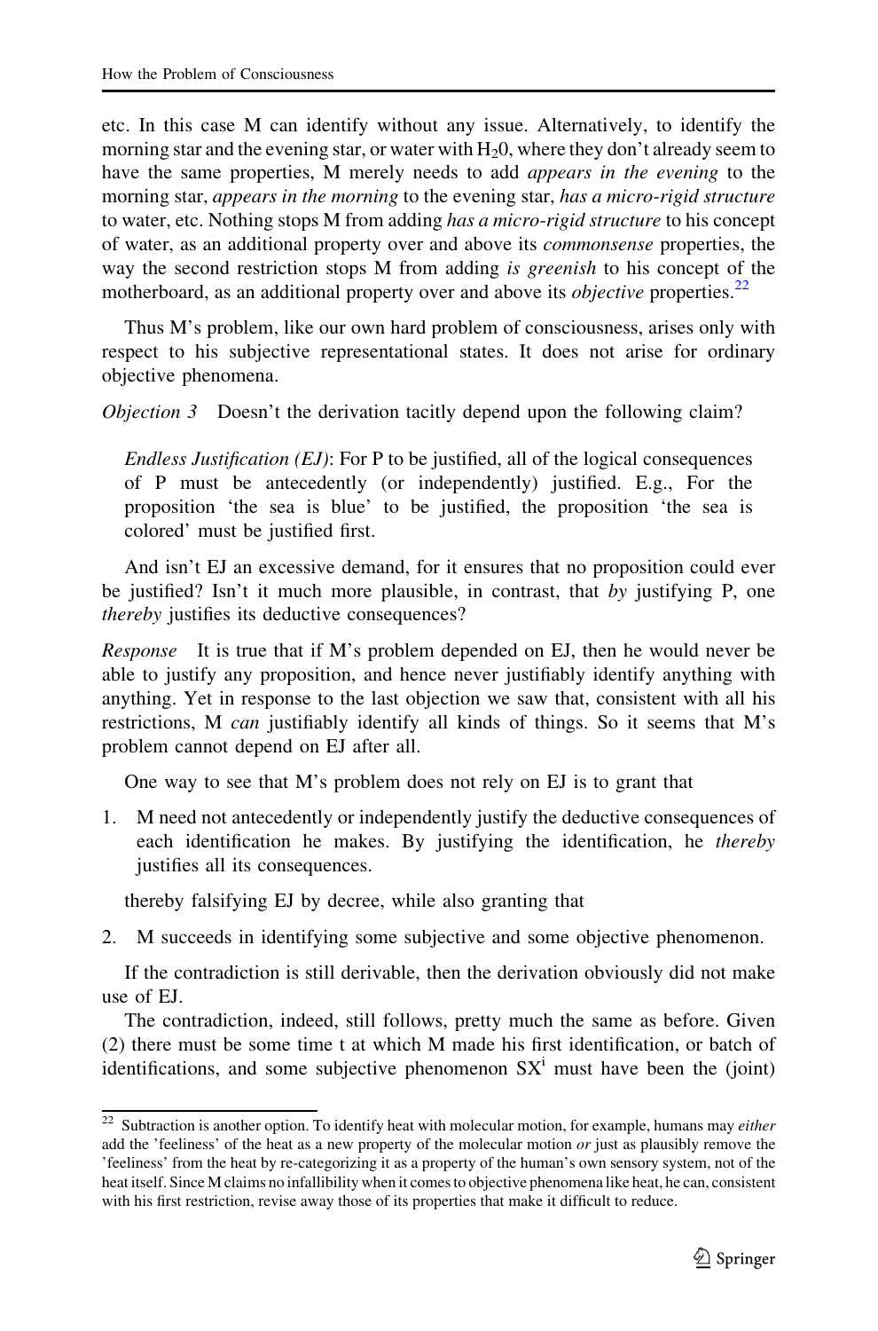etc. In this case M can identify without any issue. Alternatively, to identify the morning star and the evening star, or water with $H_20$, where they don't already seem to have the same properties, M merely needs to add *appears in the evening* to the morning star, *appears in the morning* to the evening star, *has a micro-rigid structure* to water, etc. Nothing stops M from adding *has a micro-rigid structure* to his concept of water, as an additional property over and above its *commonsense* properties, the way the second restriction stops M from adding *is greenish* to his concept of the motherboard, as an additional property over and above its *objective* properties.[22]

Thus M's problem, like our own hard problem of consciousness, arises only with respect to his subjective representational states. It does not arise for ordinary objective phenomena.

*Objection 3* Doesn't the derivation tacitly depend upon the following claim?

> *Endless Justification (EJ)*: For P to be justified, all of the logical consequences of P must be antecedently (or independently) justified. E.g., For the proposition 'the sea is blue' to be justified, the proposition 'the sea is colored' must be justified first.

And isn't EJ an excessive demand, for it ensures that no proposition could ever be justified? Isn't it much more plausible, in contrast, that *by* justifying P, one *thereby* justifies its deductive consequences?

*Response* It is true that if M's problem depended on EJ, then he would never be able to justify any proposition, and hence never justifiably identify anything with anything. Yet in response to the last objection we saw that, consistent with all his restrictions, M *can* justifiably identify all kinds of things. So it seems that M's problem cannot depend on EJ after all.

One way to see that M's problem does not rely on EJ is to grant that

1. M need not antecedently or independently justify the deductive consequences of each identification he makes. By justifying the identification, he *thereby* justifies all its consequences.

thereby falsifying EJ by decree, while also granting that

2. M succeeds in identifying some subjective and some objective phenomenon.

If the contradiction is still derivable, then the derivation obviously did not make use of EJ.

The contradiction, indeed, still follows, pretty much the same as before. Given (2) there must be some time t at which M made his first identification, or batch of identifications, and some subjective phenomenon $SX^i$ must have been the (joint)

[22] Subtraction is another option. To identify heat with molecular motion, for example, humans may *either* add the 'feeliness' of the heat as a new property of the molecular motion *or* just as plausibly remove the 'feeliness' from the heat by re-categorizing it as a property of the human's own sensory system, not of the heat itself. Since M claims no infallibility when it comes to objective phenomena like heat, he can, consistent with his first restriction, revise away those of its properties that make it difficult to reduce.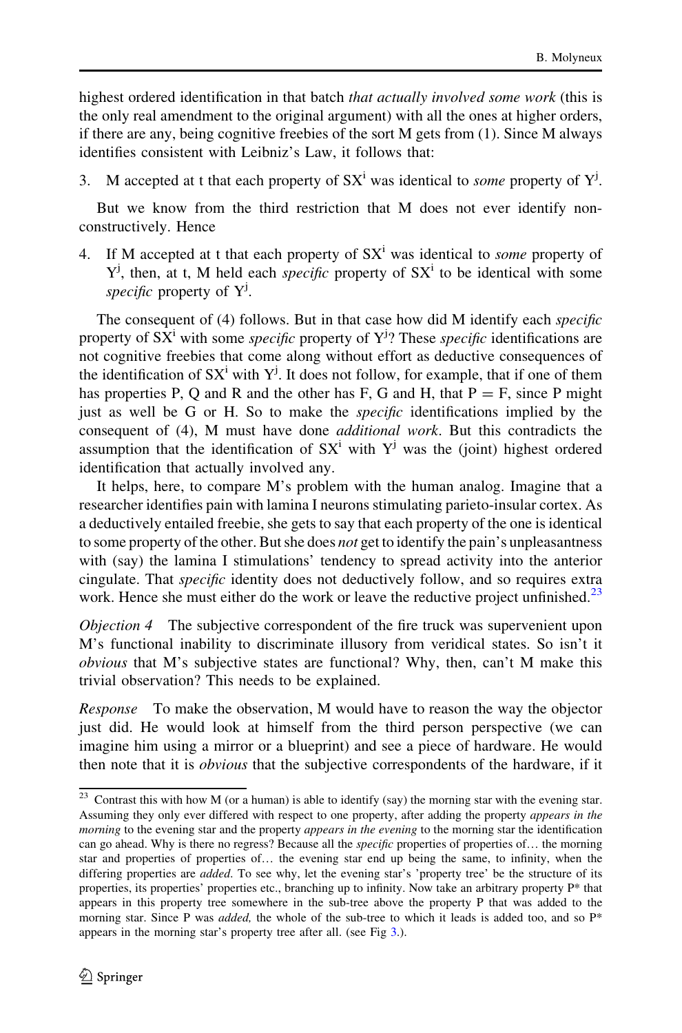highest ordered identification in that batch *that actually involved some work* (this is the only real amendment to the original argument) with all the ones at higher orders, if there are any, being cognitive freebies of the sort M gets from (1). Since M always identifies consistent with Leibniz's Law, it follows that:

3. M accepted at t that each property of $SX^i$ was identical to *some* property of $Y^j$.

But we know from the third restriction that M does not ever identify non-constructively. Hence

4. If M accepted at t that each property of $SX^i$ was identical to *some* property of $Y^j$, then, at t, M held each *specific* property of $SX^i$ to be identical with some *specific* property of $Y^j$.

The consequent of (4) follows. But in that case how did M identify each *specific* property of $SX^i$ with some *specific* property of $Y^j$? These *specific* identifications are not cognitive freebies that come along without effort as deductive consequences of the identification of $SX^i$ with $Y^j$. It does not follow, for example, that if one of them has properties P, Q and R and the other has F, G and H, that $P = F$, since P might just as well be G or H. So to make the *specific* identifications implied by the consequent of (4), M must have done *additional work*. But this contradicts the assumption that the identification of $SX^i$ with $Y^j$ was the (joint) highest ordered identification that actually involved any.

It helps, here, to compare M's problem with the human analog. Imagine that a researcher identifies pain with lamina I neurons stimulating parieto-insular cortex. As a deductively entailed freebie, she gets to say that each property of the one is identical to some property of the other. But she does *not* get to identify the pain's unpleasantness with (say) the lamina I stimulations' tendency to spread activity into the anterior cingulate. That *specific* identity does not deductively follow, and so requires extra work. Hence she must either do the work or leave the reductive project unfinished.[23]

*Objection 4* The subjective correspondent of the fire truck was supervenient upon M's functional inability to discriminate illusory from veridical states. So isn't it *obvious* that M's subjective states are functional? Why, then, can't M make this trivial observation? This needs to be explained.

*Response* To make the observation, M would have to reason the way the objector just did. He would look at himself from the third person perspective (we can imagine him using a mirror or a blueprint) and see a piece of hardware. He would then note that it is *obvious* that the subjective correspondents of the hardware, if it

[23] Contrast this with how M (or a human) is able to identify (say) the morning star with the evening star. Assuming they only ever differed with respect to one property, after adding the property *appears in the morning* to the evening star and the property *appears in the evening* to the morning star the identification can go ahead. Why is there no regress? Because all the *specific* properties of properties of… the morning star and properties of properties of… the evening star end up being the same, to infinity, when the differing properties are *added*. To see why, let the evening star's 'property tree' be the structure of its properties, its properties' properties etc., branching up to infinity. Now take an arbitrary property P* that appears in this property tree somewhere in the sub-tree above the property P that was added to the morning star. Since P was *added,* the whole of the sub-tree to which it leads is added too, and so P* appears in the morning star's property tree after all. (see Fig 3.).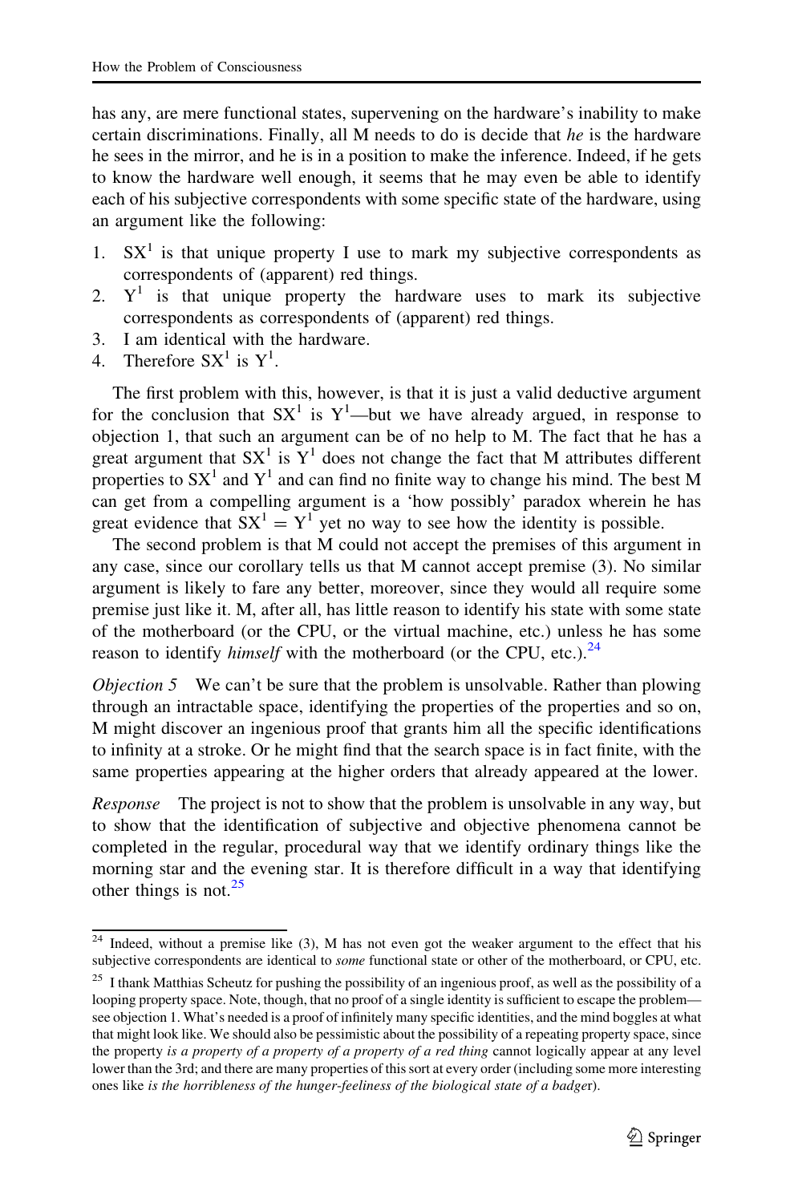has any, are mere functional states, supervening on the hardware's inability to make certain discriminations. Finally, all M needs to do is decide that *he* is the hardware he sees in the mirror, and he is in a position to make the inference. Indeed, if he gets to know the hardware well enough, it seems that he may even be able to identify each of his subjective correspondents with some specific state of the hardware, using an argument like the following:

1. $SX^1$ is that unique property I use to mark my subjective correspondents as correspondents of (apparent) red things.
2. $Y^1$ is that unique property the hardware uses to mark its subjective correspondents as correspondents of (apparent) red things.
3. I am identical with the hardware.
4. Therefore $SX^1$ is $Y^1$.

The first problem with this, however, is that it is just a valid deductive argument for the conclusion that $SX^1$ is $Y^1$—but we have already argued, in response to objection 1, that such an argument can be of no help to M. The fact that he has a great argument that $SX^1$ is $Y^1$ does not change the fact that M attributes different properties to $SX^1$ and $Y^1$ and can find no finite way to change his mind. The best M can get from a compelling argument is a 'how possibly' paradox wherein he has great evidence that $SX^1 = Y^1$ yet no way to see how the identity is possible.

The second problem is that M could not accept the premises of this argument in any case, since our corollary tells us that M cannot accept premise (3). No similar argument is likely to fare any better, moreover, since they would all require some premise just like it. M, after all, has little reason to identify his state with some state of the motherboard (or the CPU, or the virtual machine, etc.) unless he has some reason to identify *himself* with the motherboard (or the CPU, etc.).[24]

*Objection 5* We can't be sure that the problem is unsolvable. Rather than plowing through an intractable space, identifying the properties of the properties and so on, M might discover an ingenious proof that grants him all the specific identifications to infinity at a stroke. Or he might find that the search space is in fact finite, with the same properties appearing at the higher orders that already appeared at the lower.

*Response* The project is not to show that the problem is unsolvable in any way, but to show that the identification of subjective and objective phenomena cannot be completed in the regular, procedural way that we identify ordinary things like the morning star and the evening star. It is therefore difficult in a way that identifying other things is not.[25]

---

[24] Indeed, without a premise like (3), M has not even got the weaker argument to the effect that his subjective correspondents are identical to *some* functional state or other of the motherboard, or CPU, etc.

[25] I thank Matthias Scheutz for pushing the possibility of an ingenious proof, as well as the possibility of a looping property space. Note, though, that no proof of a single identity is sufficient to escape the problem—see objection 1. What's needed is a proof of infinitely many specific identities, and the mind boggles at what that might look like. We should also be pessimistic about the possibility of a repeating property space, since the property *is a property of a property of a property of a red thing* cannot logically appear at any level lower than the 3rd; and there are many properties of this sort at every order (including some more interesting ones like *is the horribleness of the hunger-feeliness of the biological state of a badger*).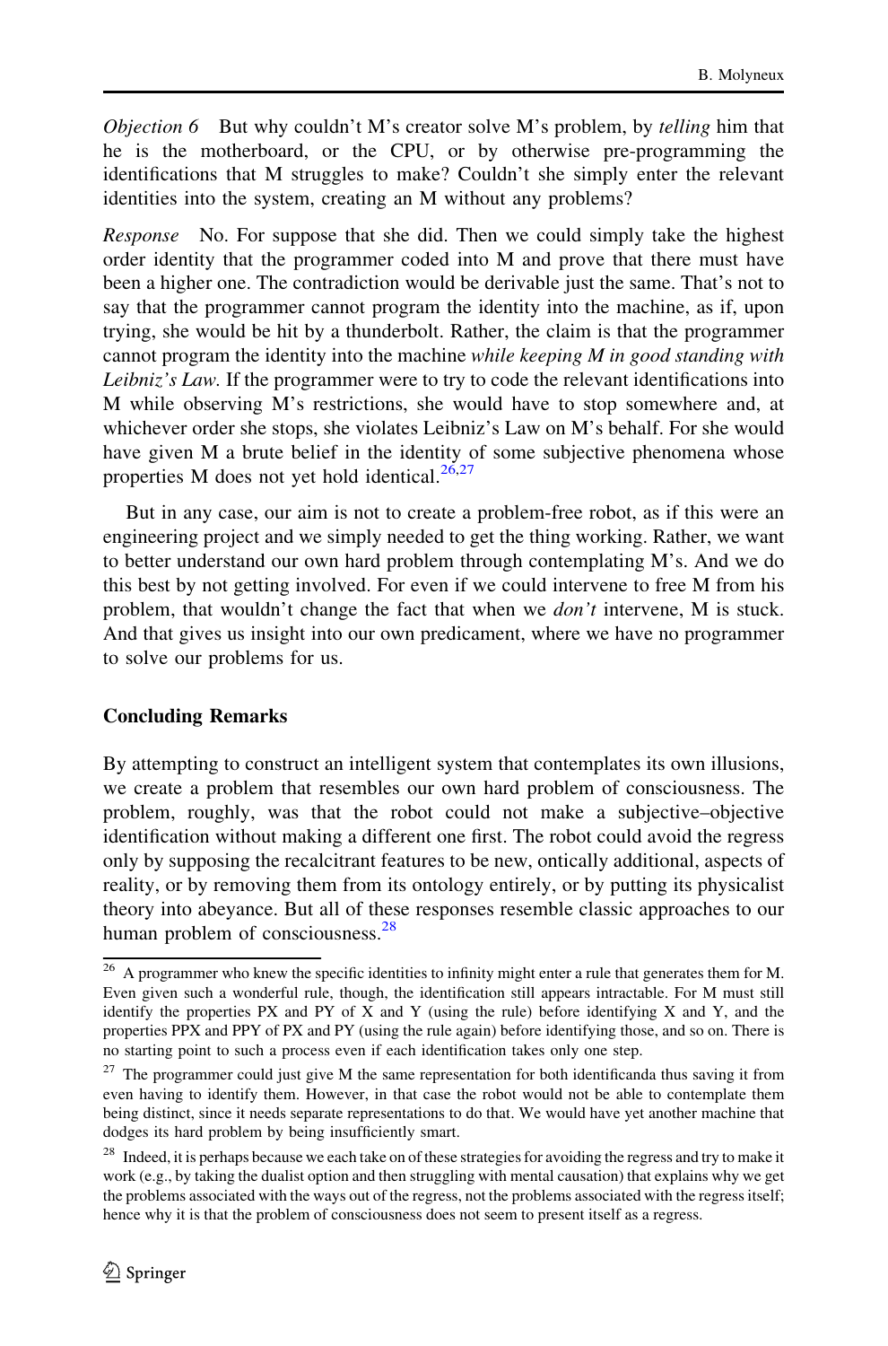*Objection 6* But why couldn't M's creator solve M's problem, by *telling* him that he is the motherboard, or the CPU, or by otherwise pre-programming the identifications that M struggles to make? Couldn't she simply enter the relevant identities into the system, creating an M without any problems?

*Response* No. For suppose that she did. Then we could simply take the highest order identity that the programmer coded into M and prove that there must have been a higher one. The contradiction would be derivable just the same. That's not to say that the programmer cannot program the identity into the machine, as if, upon trying, she would be hit by a thunderbolt. Rather, the claim is that the programmer cannot program the identity into the machine *while keeping M in good standing with Leibniz's Law*. If the programmer were to try to code the relevant identifications into M while observing M's restrictions, she would have to stop somewhere and, at whichever order she stops, she violates Leibniz's Law on M's behalf. For she would have given M a brute belief in the identity of some subjective phenomena whose properties M does not yet hold identical.[26,27]

But in any case, our aim is not to create a problem-free robot, as if this were an engineering project and we simply needed to get the thing working. Rather, we want to better understand our own hard problem through contemplating M's. And we do this best by not getting involved. For even if we could intervene to free M from his problem, that wouldn't change the fact that when we *don't* intervene, M is stuck. And that gives us insight into our own predicament, where we have no programmer to solve our problems for us.

## Concluding Remarks

By attempting to construct an intelligent system that contemplates its own illusions, we create a problem that resembles our own hard problem of consciousness. The problem, roughly, was that the robot could not make a subjective–objective identification without making a different one first. The robot could avoid the regress only by supposing the recalcitrant features to be new, ontically additional, aspects of reality, or by removing them from its ontology entirely, or by putting its physicalist theory into abeyance. But all of these responses resemble classic approaches to our human problem of consciousness.[28]

---

[26] A programmer who knew the specific identities to infinity might enter a rule that generates them for M. Even given such a wonderful rule, though, the identification still appears intractable. For M must still identify the properties PX and PY of X and Y (using the rule) before identifying X and Y, and the properties PPX and PPY of PX and PY (using the rule again) before identifying those, and so on. There is no starting point to such a process even if each identification takes only one step.

[27] The programmer could just give M the same representation for both identificanda thus saving it from even having to identify them. However, in that case the robot would not be able to contemplate them being distinct, since it needs separate representations to do that. We would have yet another machine that dodges its hard problem by being insufficiently smart.

[28] Indeed, it is perhaps because we each take on of these strategies for avoiding the regress and try to make it work (e.g., by taking the dualist option and then struggling with mental causation) that explains why we get the problems associated with the ways out of the regress, not the problems associated with the regress itself; hence why it is that the problem of consciousness does not seem to present itself as a regress.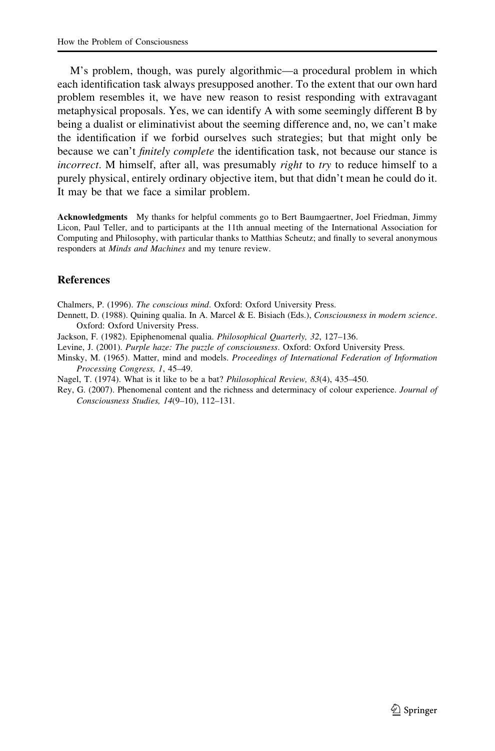M's problem, though, was purely algorithmic—a procedural problem in which each identification task always presupposed another. To the extent that our own hard problem resembles it, we have new reason to resist responding with extravagant metaphysical proposals. Yes, we can identify A with some seemingly different B by being a dualist or eliminativist about the seeming difference and, no, we can't make the identification if we forbid ourselves such strategies; but that might only be because we can't *finitely complete* the identification task, not because our stance is *incorrect*. M himself, after all, was presumably *right* to *try* to reduce himself to a purely physical, entirely ordinary objective item, but that didn't mean he could do it. It may be that we face a similar problem.

**Acknowledgments** My thanks for helpful comments go to Bert Baumgaertner, Joel Friedman, Jimmy Licon, Paul Teller, and to participants at the 11th annual meeting of the International Association for Computing and Philosophy, with particular thanks to Matthias Scheutz; and finally to several anonymous responders at *Minds and Machines* and my tenure review.

## References

Chalmers, P. (1996). *The conscious mind*. Oxford: Oxford University Press.

Dennett, D. (1988). Quining qualia. In A. Marcel & E. Bisiach (Eds.), *Consciousness in modern science*. Oxford: Oxford University Press.

Jackson, F. (1982). Epiphenomenal qualia. *Philosophical Quarterly, 32*, 127–136.

Levine, J. (2001). *Purple haze: The puzzle of consciousness*. Oxford: Oxford University Press.

Minsky, M. (1965). Matter, mind and models. *Proceedings of International Federation of Information Processing Congress, 1*, 45–49.

Nagel, T. (1974). What is it like to be a bat? *Philosophical Review, 83*(4), 435–450.

Rey, G. (2007). Phenomenal content and the richness and determinacy of colour experience. *Journal of Consciousness Studies, 14*(9–10), 112–131.